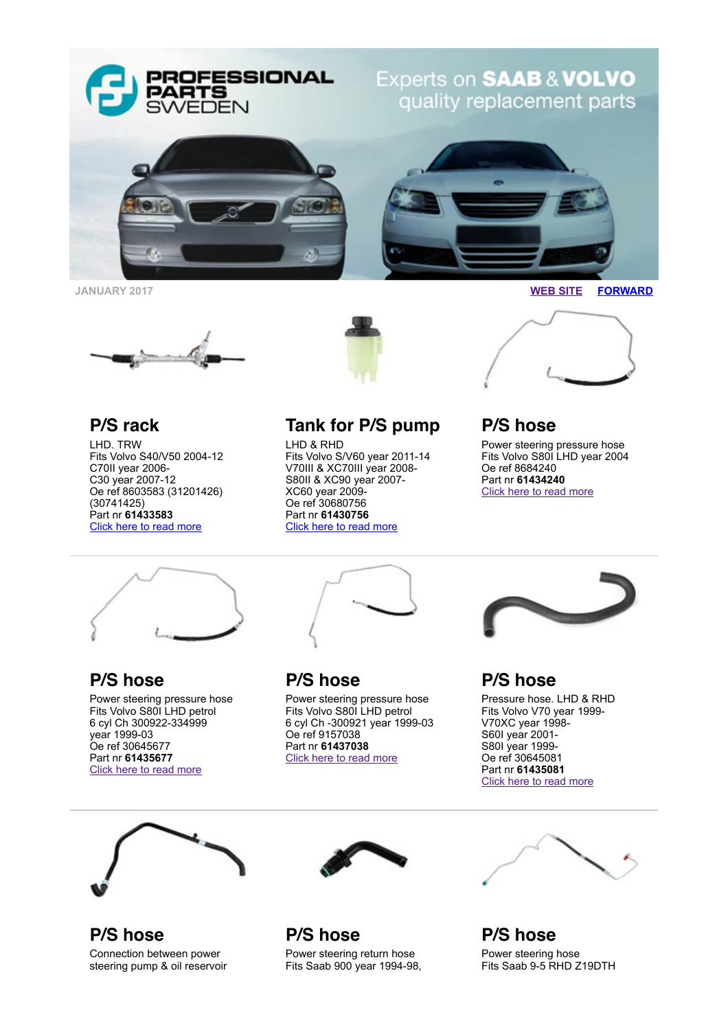PROFESSIONAL PARTS SWEDEN

Experts on **SAAB & VOLVO** quality replacement parts

JANUARY 2017

[WEB SITE](#) [FORWARD](#)

## P/S rack

LHD. TRW
Fits Volvo S40/V50 2004-12
C70II year 2006-
C30 year 2007-12
Oe ref 8603583 (31201426)
(30741425)
Part nr **61433583**
[Click here to read more](#)

## Tank for P/S pump

LHD & RHD
Fits Volvo S/V60 year 2011-14
V70III & XC70III year 2008-
S80II & XC90 year 2007-
XC60 year 2009-
Oe ref 30680756
Part nr **61430756**
[Click here to read more](#)

## P/S hose

Power steering pressure hose
Fits Volvo S80I LHD year 2004
Oe ref 8684240
Part nr **61434240**
[Click here to read more](#)

## P/S hose

Power steering pressure hose
Fits Volvo S80I LHD petrol
6 cyl Ch 300922-334999
year 1999-03
Oe ref 30645677
Part nr **61435677**
[Click here to read more](#)

## P/S hose

Power steering pressure hose
Fits Volvo S80I LHD petrol
6 cyl Ch -300921 year 1999-03
Oe ref 9157038
Part nr **61437038**
[Click here to read more](#)

## P/S hose

Pressure hose. LHD & RHD
Fits Volvo V70 year 1999-
V70XC year 1998-
S60I year 2001-
S80I year 1999-
Oe ref 30645081
Part nr **61435081**
[Click here to read more](#)

## P/S hose

Connection between power steering pump & oil reservoir

## P/S hose

Power steering return hose
Fits Saab 900 year 1994-98,

## P/S hose

Power steering hose
Fits Saab 9-5 RHD Z19DTH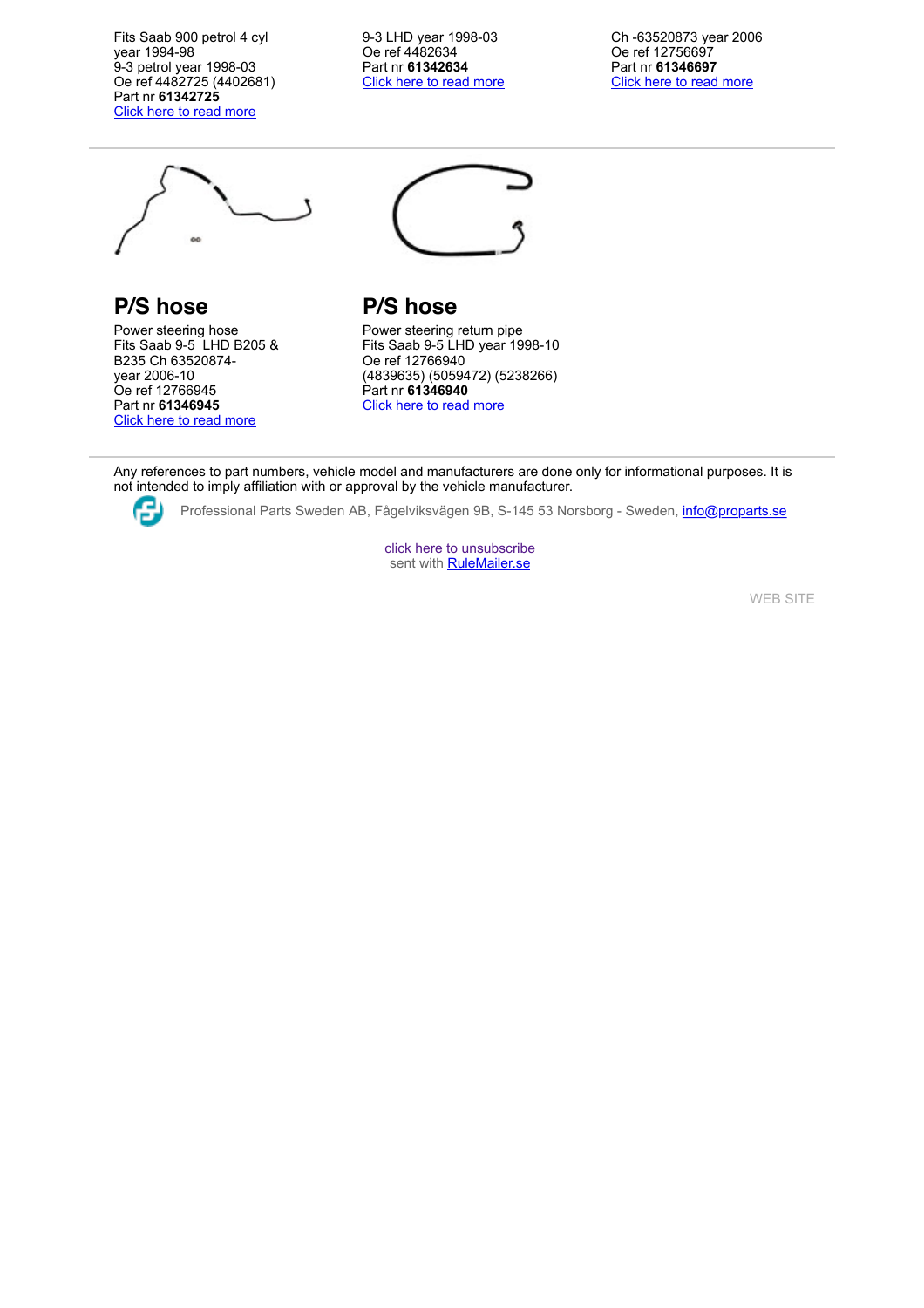Fits Saab 900 petrol 4 cyl
year 1994-98
9-3 petrol year 1998-03
Oe ref 4482725 (4402681)
Part nr **61342725**
Click here to read more

9-3 LHD year 1998-03
Oe ref 4482634
Part nr **61342634**
Click here to read more

Ch -63520873 year 2006
Oe ref 12756697
Part nr **61346697**
Click here to read more

## P/S hose

Power steering hose
Fits Saab 9-5  LHD B205 &
B235 Ch 63520874-
year 2006-10
Oe ref 12766945
Part nr **61346945**
Click here to read more

## P/S hose

Power steering return pipe
Fits Saab 9-5 LHD year 1998-10
Oe ref 12766940
(4839635) (5059472) (5238266)
Part nr **61346940**
Click here to read more

Any references to part numbers, vehicle model and manufacturers are done only for informational purposes. It is not intended to imply affiliation with or approval by the vehicle manufacturer.

Professional Parts Sweden AB, Fågelviksvägen 9B, S-145 53 Norsborg - Sweden, info@proparts.se

click here to unsubscribe
sent with RuleMailer.se

WEB SITE